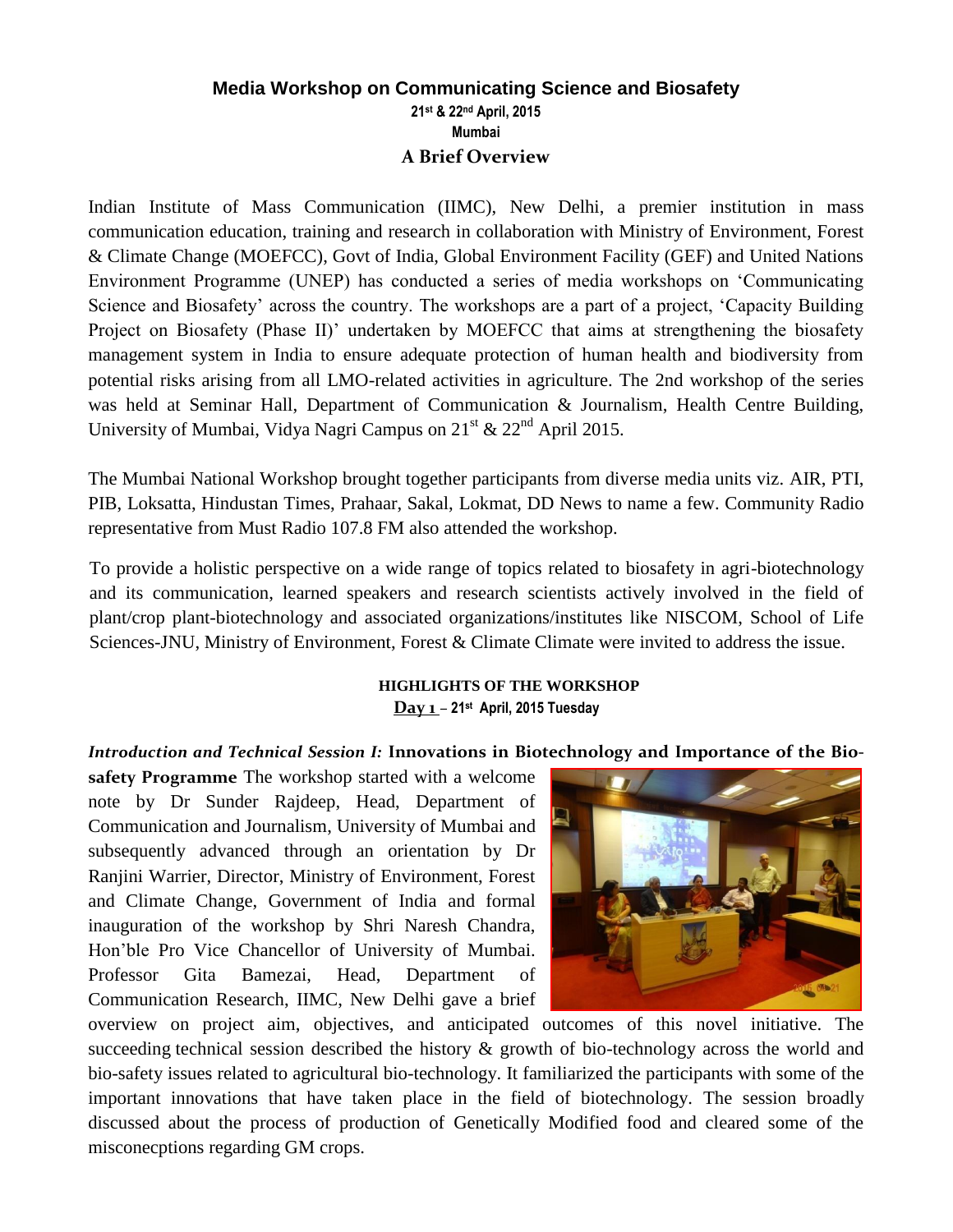# Media Workshop on Communicating Science and Biosafety

**21st & 22nd April, 2015**

**Mumbai**

## A Brief Overview

Indian Institute of Mass Communication (IIMC), New Delhi, a premier institution in mass communication education, training and research in collaboration with Ministry of Environment, Forest & Climate Change (MOEFCC), Govt of India, Global Environment Facility (GEF) and United Nations Environment Programme (UNEP) has conducted a series of media workshops on 'Communicating Science and Biosafety' across the country. The workshops are a part of a project, 'Capacity Building Project on Biosafety (Phase II)' undertaken by MOEFCC that aims at strengthening the biosafety management system in India to ensure adequate protection of human health and biodiversity from potential risks arising from all LMO-related activities in agriculture. The 2nd workshop of the series was held at Seminar Hall, Department of Communication & Journalism, Health Centre Building, University of Mumbai, Vidya Nagri Campus on 21st & 22nd April 2015.

The Mumbai National Workshop brought together participants from diverse media units viz. AIR, PTI, PIB, Loksatta, Hindustan Times, Prahaar, Sakal, Lokmat, DD News to name a few. Community Radio representative from Must Radio 107.8 FM also attended the workshop.

To provide a holistic perspective on a wide range of topics related to biosafety in agri-biotechnology and its communication, learned speakers and research scientists actively involved in the field of plant/crop plant-biotechnology and associated organizations/institutes like NISCOM, School of Life Sciences-JNU, Ministry of Environment, Forest & Climate Climate were invited to address the issue.

### HIGHLIGHTS OF THE WORKSHOP

**Day 1 – 21st April, 2015 Tuesday**

***Introduction and Technical Session I:*** **Innovations in Biotechnology and Importance of the Bio-safety Programme** The workshop started with a welcome note by Dr Sunder Rajdeep, Head, Department of Communication and Journalism, University of Mumbai and subsequently advanced through an orientation by Dr Ranjini Warrier, Director, Ministry of Environment, Forest and Climate Change, Government of India and formal inauguration of the workshop by Shri Naresh Chandra, Hon'ble Pro Vice Chancellor of University of Mumbai. Professor Gita Bamezai, Head, Department of Communication Research, IIMC, New Delhi gave a brief overview on project aim, objectives, and anticipated outcomes of this novel initiative. The succeeding technical session described the history & growth of bio-technology across the world and bio-safety issues related to agricultural bio-technology. It familiarized the participants with some of the important innovations that have taken place in the field of biotechnology. The session broadly discussed about the process of production of Genetically Modified food and cleared some of the misconecptions regarding GM crops.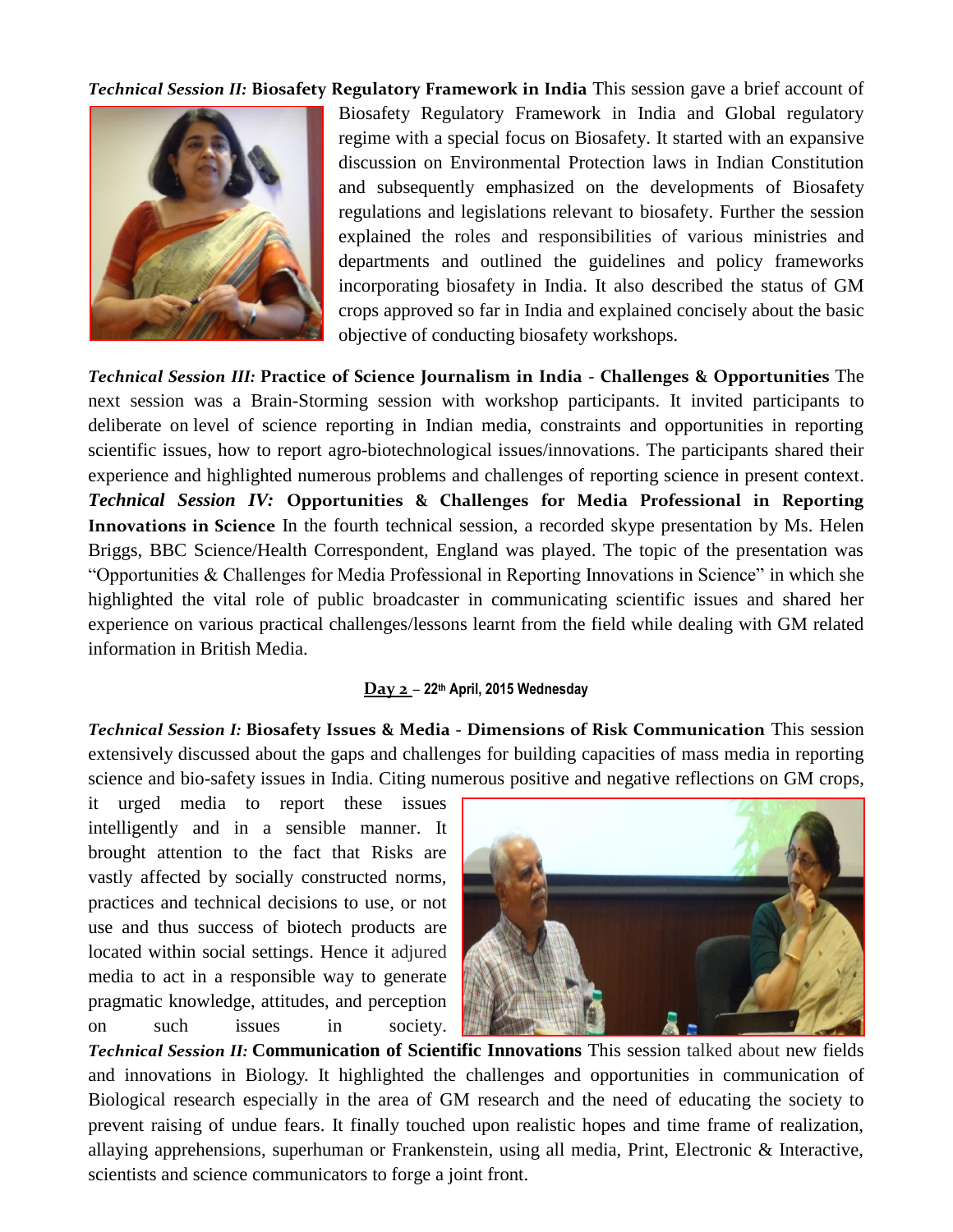***Technical Session II:*** **Biosafety Regulatory Framework in India** This session gave a brief account of Biosafety Regulatory Framework in India and Global regulatory regime with a special focus on Biosafety. It started with an expansive discussion on Environmental Protection laws in Indian Constitution and subsequently emphasized on the developments of Biosafety regulations and legislations relevant to biosafety. Further the session explained the roles and responsibilities of various ministries and departments and outlined the guidelines and policy frameworks incorporating biosafety in India. It also described the status of GM crops approved so far in India and explained concisely about the basic objective of conducting biosafety workshops.

***Technical Session III:*** **Practice of Science Journalism in India - Challenges & Opportunities** The next session was a Brain-Storming session with workshop participants. It invited participants to deliberate on level of science reporting in Indian media, constraints and opportunities in reporting scientific issues, how to report agro-biotechnological issues/innovations. The participants shared their experience and highlighted numerous problems and challenges of reporting science in present context.

***Technical Session IV:*** **Opportunities & Challenges for Media Professional in Reporting Innovations in Science** In the fourth technical session, a recorded skype presentation by Ms. Helen Briggs, BBC Science/Health Correspondent, England was played. The topic of the presentation was "Opportunities & Challenges for Media Professional in Reporting Innovations in Science" in which she highlighted the vital role of public broadcaster in communicating scientific issues and shared her experience on various practical challenges/lessons learnt from the field while dealing with GM related information in British Media.

## **Day 2 – 22th April, 2015 Wednesday**

***Technical Session I:*** **Biosafety Issues & Media - Dimensions of Risk Communication** This session extensively discussed about the gaps and challenges for building capacities of mass media in reporting science and bio-safety issues in India. Citing numerous positive and negative reflections on GM crops, it urged media to report these issues intelligently and in a sensible manner. It brought attention to the fact that Risks are vastly affected by socially constructed norms, practices and technical decisions to use, or not use and thus success of biotech products are located within social settings. Hence it adjured media to act in a responsible way to generate pragmatic knowledge, attitudes, and perception on such issues in society.

***Technical Session II:*** **Communication of Scientific Innovations** This session talked about new fields and innovations in Biology. It highlighted the challenges and opportunities in communication of Biological research especially in the area of GM research and the need of educating the society to prevent raising of undue fears. It finally touched upon realistic hopes and time frame of realization, allaying apprehensions, superhuman or Frankenstein, using all media, Print, Electronic & Interactive, scientists and science communicators to forge a joint front.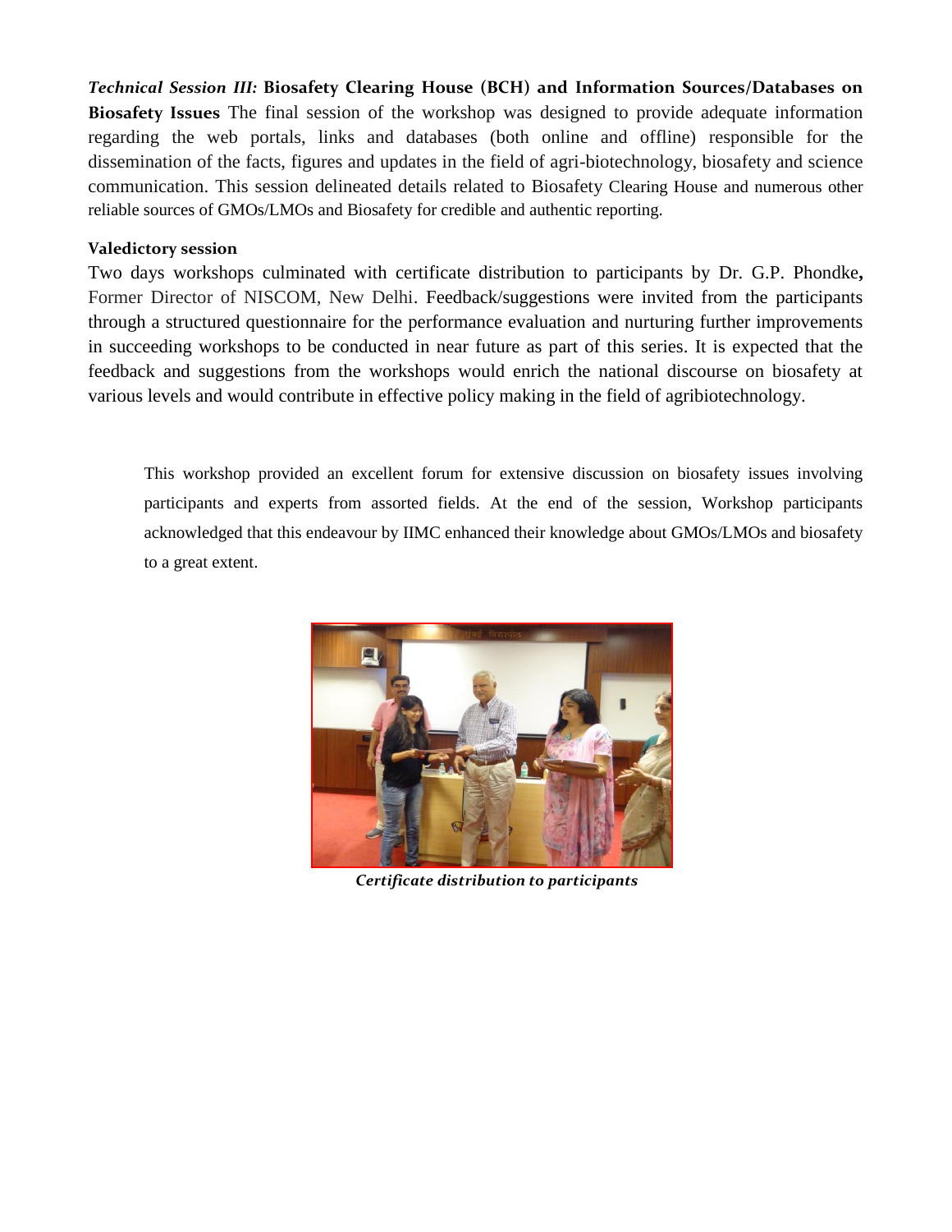***Technical Session III:* Biosafety Clearing House (BCH) and Information Sources/Databases on Biosafety Issues** The final session of the workshop was designed to provide adequate information regarding the web portals, links and databases (both online and offline) responsible for the dissemination of the facts, figures and updates in the field of agri-biotechnology, biosafety and science communication. This session delineated details related to Biosafety Clearing House and numerous other reliable sources of GMOs/LMOs and Biosafety for credible and authentic reporting.

**Valedictory session**

Two days workshops culminated with certificate distribution to participants by Dr. G.P. Phondke**,** Former Director of NISCOM, New Delhi. Feedback/suggestions were invited from the participants through a structured questionnaire for the performance evaluation and nurturing further improvements in succeeding workshops to be conducted in near future as part of this series. It is expected that the feedback and suggestions from the workshops would enrich the national discourse on biosafety at various levels and would contribute in effective policy making in the field of agribiotechnology.

This workshop provided an excellent forum for extensive discussion on biosafety issues involving participants and experts from assorted fields. At the end of the session, Workshop participants acknowledged that this endeavour by IIMC enhanced their knowledge about GMOs/LMOs and biosafety to a great extent.

***Certificate distribution to participants***